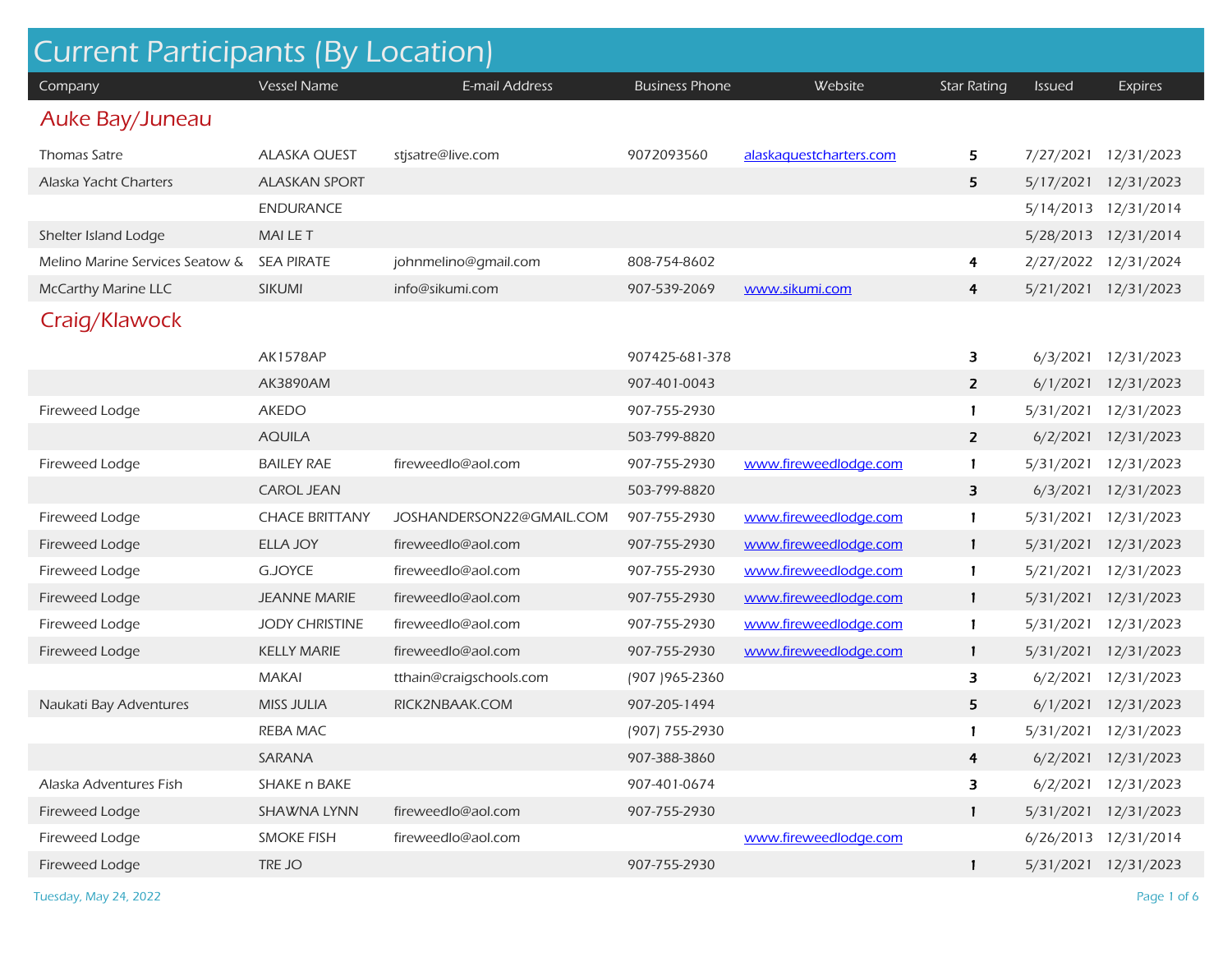# Current Participants (By Location)

| Company | Vessel Name | E-mail Address | Business Phone | Website | Star Rating | Issued | Expires |
|---|---|---|---|---|---|---|---|
| **Auke Bay/Juneau** | | | | | | | |
| Thomas Satre | ALASKA QUEST | stjsatre@live.com | 9072093560 | alaskaquestcharters.com | 5 | 7/27/2021 | 12/31/2023 |
| Alaska Yacht Charters | ALASKAN SPORT | | | | 5 | 5/17/2021 | 12/31/2023 |
| | ENDURANCE | | | | | 5/14/2013 | 12/31/2014 |
| Shelter Island Lodge | MAI LE T | | | | | 5/28/2013 | 12/31/2014 |
| Melino Marine Services Seatow & | SEA PIRATE | johnmelino@gmail.com | 808-754-8602 | | 4 | 2/27/2022 | 12/31/2024 |
| McCarthy Marine LLC | SIKUMI | info@sikumi.com | 907-539-2069 | www.sikumi.com | 4 | 5/21/2021 | 12/31/2023 |
| **Craig/Klawock** | | | | | | | |
| | AK1578AP | | 907425-681-378 | | 3 | 6/3/2021 | 12/31/2023 |
| | AK3890AM | | 907-401-0043 | | 2 | 6/1/2021 | 12/31/2023 |
| Fireweed Lodge | AKEDO | | 907-755-2930 | | 1 | 5/31/2021 | 12/31/2023 |
| | AQUILA | | 503-799-8820 | | 2 | 6/2/2021 | 12/31/2023 |
| Fireweed Lodge | BAILEY RAE | fireweedlo@aol.com | 907-755-2930 | www.fireweedlodge.com | 1 | 5/31/2021 | 12/31/2023 |
| | CAROL JEAN | | 503-799-8820 | | 3 | 6/3/2021 | 12/31/2023 |
| Fireweed Lodge | CHACE BRITTANY | JOSHANDERSON22@GMAIL.COM | 907-755-2930 | www.fireweedlodge.com | 1 | 5/31/2021 | 12/31/2023 |
| Fireweed Lodge | ELLA JOY | fireweedlo@aol.com | 907-755-2930 | www.fireweedlodge.com | 1 | 5/31/2021 | 12/31/2023 |
| Fireweed Lodge | G.JOYCE | fireweedlo@aol.com | 907-755-2930 | www.fireweedlodge.com | 1 | 5/21/2021 | 12/31/2023 |
| Fireweed Lodge | JEANNE MARIE | fireweedlo@aol.com | 907-755-2930 | www.fireweedlodge.com | 1 | 5/31/2021 | 12/31/2023 |
| Fireweed Lodge | JODY CHRISTINE | fireweedlo@aol.com | 907-755-2930 | www.fireweedlodge.com | 1 | 5/31/2021 | 12/31/2023 |
| Fireweed Lodge | KELLY MARIE | fireweedlo@aol.com | 907-755-2930 | www.fireweedlodge.com | 1 | 5/31/2021 | 12/31/2023 |
| | MAKAI | tthain@craigschools.com | (907 )965-2360 | | 3 | 6/2/2021 | 12/31/2023 |
| Naukati Bay Adventures | MISS JULIA | RICK2NBAAK.COM | 907-205-1494 | | 5 | 6/1/2021 | 12/31/2023 |
| | REBA MAC | | (907) 755-2930 | | 1 | 5/31/2021 | 12/31/2023 |
| | SARANA | | 907-388-3860 | | 4 | 6/2/2021 | 12/31/2023 |
| Alaska Adventures Fish | SHAKE n BAKE | | 907-401-0674 | | 3 | 6/2/2021 | 12/31/2023 |
| Fireweed Lodge | SHAWNA LYNN | fireweedlo@aol.com | 907-755-2930 | | 1 | 5/31/2021 | 12/31/2023 |
| Fireweed Lodge | SMOKE FISH | fireweedlo@aol.com | | www.fireweedlodge.com | | 6/26/2013 | 12/31/2014 |
| Fireweed Lodge | TRE JO | | 907-755-2930 | | 1 | 5/31/2021 | 12/31/2023 |

Tuesday, May 24, 2022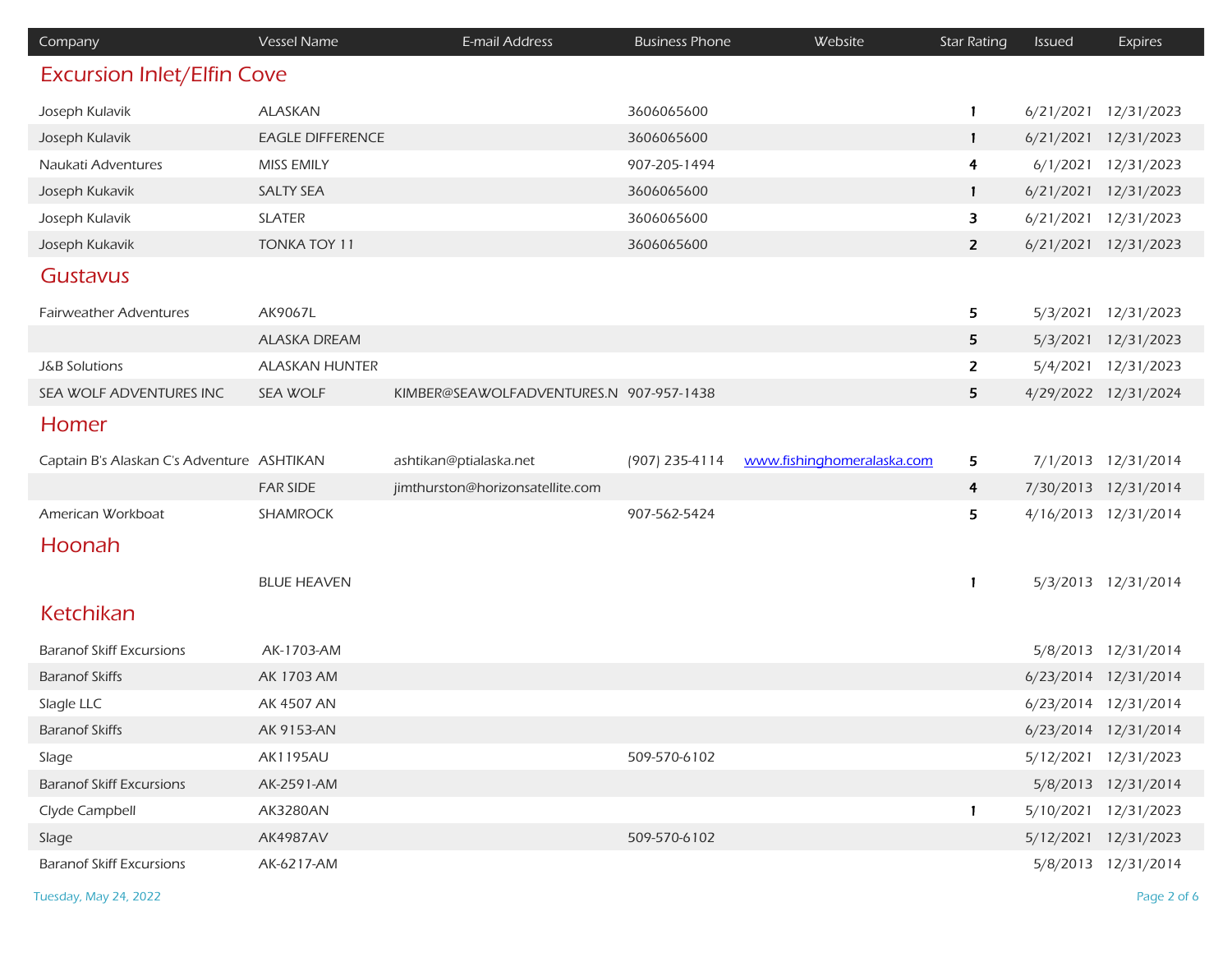| Company | Vessel Name | E-mail Address | Business Phone | Website | Star Rating | Issued | Expires |
|---|---|---|---|---|---|---|---|
| **Excursion Inlet/Elfin Cove** | | | | | | | |
| Joseph Kulavik | ALASKAN | | 3606065600 | | 1 | 6/21/2021 | 12/31/2023 |
| Joseph Kulavik | EAGLE DIFFERENCE | | 3606065600 | | 1 | 6/21/2021 | 12/31/2023 |
| Naukati Adventures | MISS EMILY | | 907-205-1494 | | 4 | 6/1/2021 | 12/31/2023 |
| Joseph Kukavik | SALTY SEA | | 3606065600 | | 1 | 6/21/2021 | 12/31/2023 |
| Joseph Kulavik | SLATER | | 3606065600 | | 3 | 6/21/2021 | 12/31/2023 |
| Joseph Kukavik | TONKA TOY 11 | | 3606065600 | | 2 | 6/21/2021 | 12/31/2023 |
| **Gustavus** | | | | | | | |
| Fairweather Adventures | AK9067L | | | | 5 | 5/3/2021 | 12/31/2023 |
| | ALASKA DREAM | | | | 5 | 5/3/2021 | 12/31/2023 |
| J&B Solutions | ALASKAN HUNTER | | | | 2 | 5/4/2021 | 12/31/2023 |
| SEA WOLF ADVENTURES INC | SEA WOLF | KIMBER@SEAWOLFADVENTURES.N | 907-957-1438 | | 5 | 4/29/2022 | 12/31/2024 |
| **Homer** | | | | | | | |
| Captain B's Alaskan C's Adventure | ASHTIKAN | ashtikan@ptialaska.net | (907) 235-4114 | www.fishinghomeralaska.com | 5 | 7/1/2013 | 12/31/2014 |
| | FAR SIDE | jimthurston@horizonsatellite.com | | | 4 | 7/30/2013 | 12/31/2014 |
| American Workboat | SHAMROCK | | 907-562-5424 | | 5 | 4/16/2013 | 12/31/2014 |
| **Hoonah** | | | | | | | |
| | BLUE HEAVEN | | | | 1 | 5/3/2013 | 12/31/2014 |
| **Ketchikan** | | | | | | | |
| Baranof Skiff Excursions | AK-1703-AM | | | | | 5/8/2013 | 12/31/2014 |
| Baranof Skiffs | AK 1703 AM | | | | | 6/23/2014 | 12/31/2014 |
| Slagle LLC | AK 4507 AN | | | | | 6/23/2014 | 12/31/2014 |
| Baranof Skiffs | AK 9153-AN | | | | | 6/23/2014 | 12/31/2014 |
| Slage | AK1195AU | | 509-570-6102 | | | 5/12/2021 | 12/31/2023 |
| Baranof Skiff Excursions | AK-2591-AM | | | | | 5/8/2013 | 12/31/2014 |
| Clyde Campbell | AK3280AN | | | | 1 | 5/10/2021 | 12/31/2023 |
| Slage | AK4987AV | | 509-570-6102 | | | 5/12/2021 | 12/31/2023 |
| Baranof Skiff Excursions | AK-6217-AM | | | | | 5/8/2013 | 12/31/2014 |

Tuesday, May 24, 2022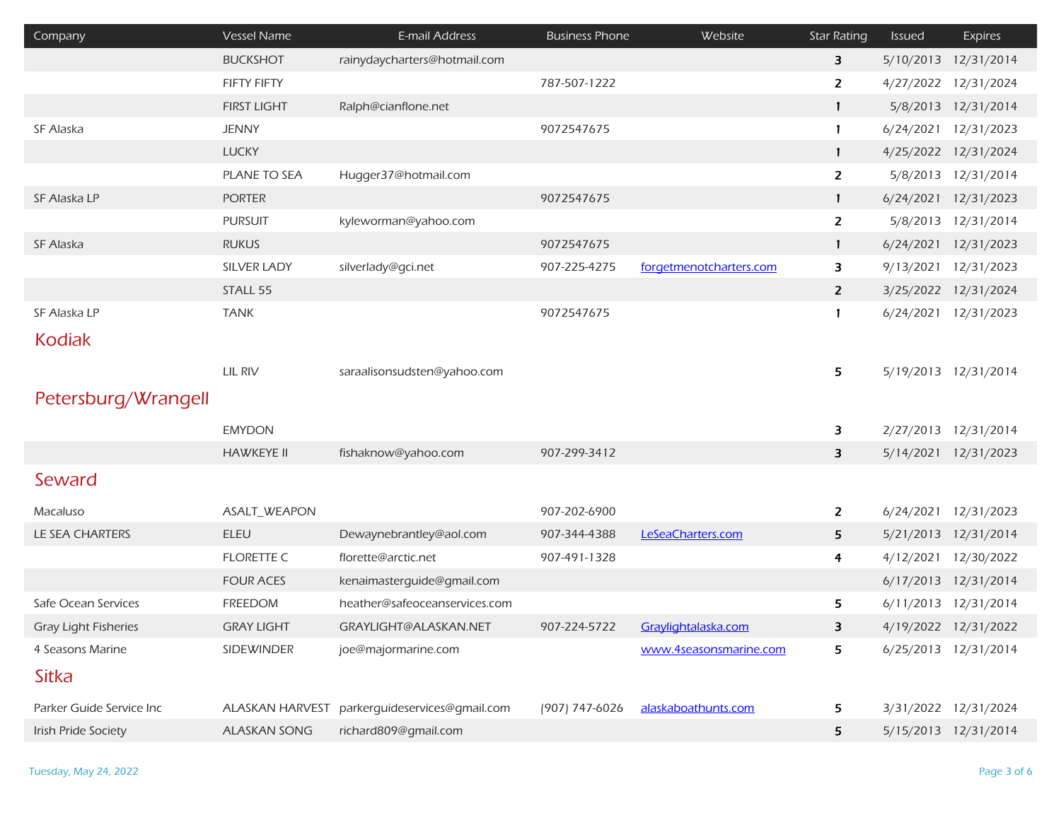| Company | Vessel Name | E-mail Address | Business Phone | Website | Star Rating | Issued | Expires |
|---|---|---|---|---|---|---|---|
| | BUCKSHOT | rainydaycharters@hotmail.com | | | 3 | 5/10/2013 | 12/31/2014 |
| | FIFTY FIFTY | | 787-507-1222 | | 2 | 4/27/2022 | 12/31/2024 |
| | FIRST LIGHT | Ralph@cianflone.net | | | 1 | 5/8/2013 | 12/31/2014 |
| SF Alaska | JENNY | | 9072547675 | | 1 | 6/24/2021 | 12/31/2023 |
| | LUCKY | | | | 1 | 4/25/2022 | 12/31/2024 |
| | PLANE TO SEA | Hugger37@hotmail.com | | | 2 | 5/8/2013 | 12/31/2014 |
| SF Alaska LP | PORTER | | 9072547675 | | 1 | 6/24/2021 | 12/31/2023 |
| | PURSUIT | kyleworman@yahoo.com | | | 2 | 5/8/2013 | 12/31/2014 |
| SF Alaska | RUKUS | | 9072547675 | | 1 | 6/24/2021 | 12/31/2023 |
| | SILVER LADY | silverlady@gci.net | 907-225-4275 | forgetmenotcharters.com | 3 | 9/13/2021 | 12/31/2023 |
| | STALL 55 | | | | 2 | 3/25/2022 | 12/31/2024 |
| SF Alaska LP | TANK | | 9072547675 | | 1 | 6/24/2021 | 12/31/2023 |

## Kodiak

| Company | Vessel Name | E-mail Address | Business Phone | Website | Star Rating | Issued | Expires |
|---|---|---|---|---|---|---|---|
| | LIL RIV | saraalisonsudsten@yahoo.com | | | 5 | 5/19/2013 | 12/31/2014 |

## Petersburg/Wrangell

| Company | Vessel Name | E-mail Address | Business Phone | Website | Star Rating | Issued | Expires |
|---|---|---|---|---|---|---|---|
| | EMYDON | | | | 3 | 2/27/2013 | 12/31/2014 |
| | HAWKEYE II | fishaknow@yahoo.com | 907-299-3412 | | 3 | 5/14/2021 | 12/31/2023 |

## Seward

| Company | Vessel Name | E-mail Address | Business Phone | Website | Star Rating | Issued | Expires |
|---|---|---|---|---|---|---|---|
| Macaluso | ASALT_WEAPON | | 907-202-6900 | | 2 | 6/24/2021 | 12/31/2023 |
| LE SEA CHARTERS | ELEU | Dewaynebrantley@aol.com | 907-344-4388 | LeSeaCharters.com | 5 | 5/21/2013 | 12/31/2014 |
| | FLORETTE C | florette@arctic.net | 907-491-1328 | | 4 | 4/12/2021 | 12/30/2022 |
| | FOUR ACES | kenaimasterguide@gmail.com | | | | 6/17/2013 | 12/31/2014 |
| Safe Ocean Services | FREEDOM | heather@safeoceanservices.com | | | 5 | 6/11/2013 | 12/31/2014 |
| Gray Light Fisheries | GRAY LIGHT | GRAYLIGHT@ALASKAN.NET | 907-224-5722 | Graylightalaska.com | 3 | 4/19/2022 | 12/31/2022 |
| 4 Seasons Marine | SIDEWINDER | joe@majormarine.com | | www.4seasonsmarine.com | 5 | 6/25/2013 | 12/31/2014 |

## Sitka

| Company | Vessel Name | E-mail Address | Business Phone | Website | Star Rating | Issued | Expires |
|---|---|---|---|---|---|---|---|
| Parker Guide Service Inc | ALASKAN HARVEST | parkerguideservices@gmail.com | (907) 747-6026 | alaskaboathunts.com | 5 | 3/31/2022 | 12/31/2024 |
| Irish Pride Society | ALASKAN SONG | richard809@gmail.com | | | 5 | 5/15/2013 | 12/31/2014 |

Tuesday, May 24, 2022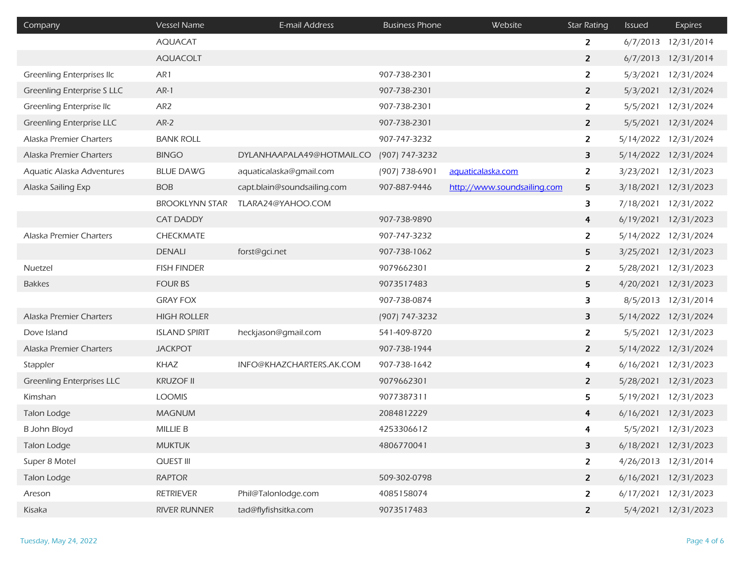| Company | Vessel Name | E-mail Address | Business Phone | Website | Star Rating | Issued | Expires |
|---|---|---|---|---|---|---|---|
| | AQUACAT | | | | 2 | 6/7/2013 | 12/31/2014 |
| | AQUACOLT | | | | 2 | 6/7/2013 | 12/31/2014 |
| Greenling Enterprises llc | AR1 | | 907-738-2301 | | 2 | 5/3/2021 | 12/31/2024 |
| Greenling Enterprise S LLC | AR-1 | | 907-738-2301 | | 2 | 5/3/2021 | 12/31/2024 |
| Greenling Enterprise llc | AR2 | | 907-738-2301 | | 2 | 5/5/2021 | 12/31/2024 |
| Greenling Enterprise LLC | AR-2 | | 907-738-2301 | | 2 | 5/5/2021 | 12/31/2024 |
| Alaska Premier Charters | BANK ROLL | | 907-747-3232 | | 2 | 5/14/2022 | 12/31/2024 |
| Alaska Premier Charters | BINGO | DYLANHAAPALA49@HOTMAIL.CO | (907) 747-3232 | | 3 | 5/14/2022 | 12/31/2024 |
| Aquatic Alaska Adventures | BLUE DAWG | aquaticalaska@gmail.com | (907) 738-6901 | aquaticalaska.com | 2 | 3/23/2021 | 12/31/2023 |
| Alaska Sailing Exp | BOB | capt.blain@soundsailing.com | 907-887-9446 | http://www.soundsailing.com | 5 | 3/18/2021 | 12/31/2023 |
| | BROOKLYNN STAR | TLARA24@YAHOO.COM | | | 3 | 7/18/2021 | 12/31/2022 |
| | CAT DADDY | | 907-738-9890 | | 4 | 6/19/2021 | 12/31/2023 |
| Alaska Premier Charters | CHECKMATE | | 907-747-3232 | | 2 | 5/14/2022 | 12/31/2024 |
| | DENALI | forst@gci.net | 907-738-1062 | | 5 | 3/25/2021 | 12/31/2023 |
| Nuetzel | FISH FINDER | | 9079662301 | | 2 | 5/28/2021 | 12/31/2023 |
| Bakkes | FOUR BS | | 9073517483 | | 5 | 4/20/2021 | 12/31/2023 |
| | GRAY FOX | | 907-738-0874 | | 3 | 8/5/2013 | 12/31/2014 |
| Alaska Premier Charters | HIGH ROLLER | | (907) 747-3232 | | 3 | 5/14/2022 | 12/31/2024 |
| Dove Island | ISLAND SPIRIT | heckjason@gmail.com | 541-409-8720 | | 2 | 5/5/2021 | 12/31/2023 |
| Alaska Premier Charters | JACKPOT | | 907-738-1944 | | 2 | 5/14/2022 | 12/31/2024 |
| Stappler | KHAZ | INFO@KHAZCHARTERS.AK.COM | 907-738-1642 | | 4 | 6/16/2021 | 12/31/2023 |
| Greenling Enterprises LLC | KRUZOF II | | 9079662301 | | 2 | 5/28/2021 | 12/31/2023 |
| Kimshan | LOOMIS | | 9077387311 | | 5 | 5/19/2021 | 12/31/2023 |
| Talon Lodge | MAGNUM | | 2084812229 | | 4 | 6/16/2021 | 12/31/2023 |
| B John Bloyd | MILLIE B | | 4253306612 | | 4 | 5/5/2021 | 12/31/2023 |
| Talon Lodge | MUKTUK | | 4806770041 | | 3 | 6/18/2021 | 12/31/2023 |
| Super 8 Motel | QUEST III | | | | 2 | 4/26/2013 | 12/31/2014 |
| Talon Lodge | RAPTOR | | 509-302-0798 | | 2 | 6/16/2021 | 12/31/2023 |
| Areson | RETRIEVER | Phil@Talonlodge.com | 4085158074 | | 2 | 6/17/2021 | 12/31/2023 |
| Kisaka | RIVER RUNNER | tad@flyfishsitka.com | 9073517483 | | 2 | 5/4/2021 | 12/31/2023 |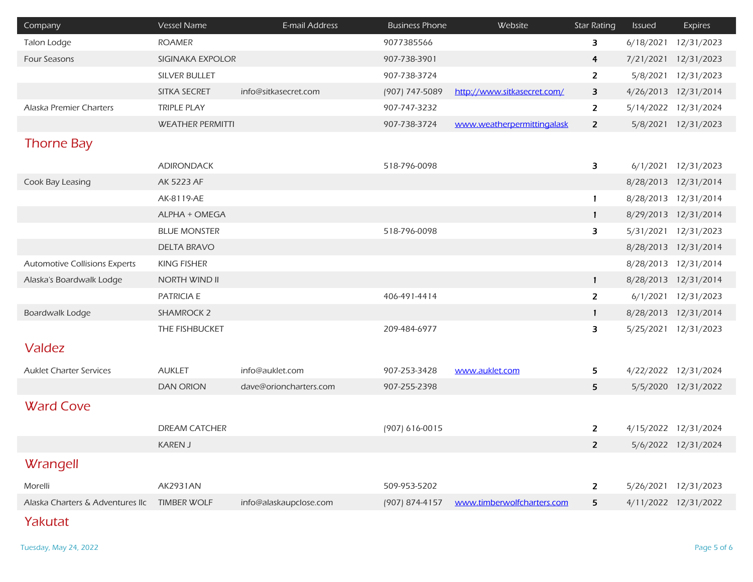| Company | Vessel Name | E-mail Address | Business Phone | Website | Star Rating | Issued | Expires |
|---|---|---|---|---|---|---|---|
| Talon Lodge | ROAMER | | 9077385566 | | 3 | 6/18/2021 | 12/31/2023 |
| Four Seasons | SIGINAKA EXPOLOR | | 907-738-3901 | | 4 | 7/21/2021 | 12/31/2023 |
| | SILVER BULLET | | 907-738-3724 | | 2 | 5/8/2021 | 12/31/2023 |
| | SITKA SECRET | info@sitkasecret.com | (907) 747-5089 | http://www.sitkasecret.com/ | 3 | 4/26/2013 | 12/31/2014 |
| Alaska Premier Charters | TRIPLE PLAY | | 907-747-3232 | | 2 | 5/14/2022 | 12/31/2024 |
| | WEATHER PERMITTI | | 907-738-3724 | www.weatherpermittingalask | 2 | 5/8/2021 | 12/31/2023 |

## Thorne Bay

| Company | Vessel Name | E-mail Address | Business Phone | Website | Star Rating | Issued | Expires |
|---|---|---|---|---|---|---|---|
| | ADIRONDACK | | 518-796-0098 | | 3 | 6/1/2021 | 12/31/2023 |
| Cook Bay Leasing | AK 5223 AF | | | | | 8/28/2013 | 12/31/2014 |
| | AK-8119-AE | | | | 1 | 8/28/2013 | 12/31/2014 |
| | ALPHA + OMEGA | | | | 1 | 8/29/2013 | 12/31/2014 |
| | BLUE MONSTER | | 518-796-0098 | | 3 | 5/31/2021 | 12/31/2023 |
| | DELTA BRAVO | | | | | 8/28/2013 | 12/31/2014 |
| Automotive Collisions Experts | KING FISHER | | | | | 8/28/2013 | 12/31/2014 |
| Alaska's Boardwalk Lodge | NORTH WIND II | | | | 1 | 8/28/2013 | 12/31/2014 |
| | PATRICIA E | | 406-491-4414 | | 2 | 6/1/2021 | 12/31/2023 |
| Boardwalk Lodge | SHAMROCK 2 | | | | 1 | 8/28/2013 | 12/31/2014 |
| | THE FISHBUCKET | | 209-484-6977 | | 3 | 5/25/2021 | 12/31/2023 |

## Valdez

| Company | Vessel Name | E-mail Address | Business Phone | Website | Star Rating | Issued | Expires |
|---|---|---|---|---|---|---|---|
| Auklet Charter Services | AUKLET | info@auklet.com | 907-253-3428 | www.auklet.com | 5 | 4/22/2022 | 12/31/2024 |
| | DAN ORION | dave@orioncharters.com | 907-255-2398 | | 5 | 5/5/2020 | 12/31/2022 |

## Ward Cove

| Company | Vessel Name | E-mail Address | Business Phone | Website | Star Rating | Issued | Expires |
|---|---|---|---|---|---|---|---|
| | DREAM CATCHER | | (907) 616-0015 | | 2 | 4/15/2022 | 12/31/2024 |
| | KAREN J | | | | 2 | 5/6/2022 | 12/31/2024 |

## Wrangell

| Company | Vessel Name | E-mail Address | Business Phone | Website | Star Rating | Issued | Expires |
|---|---|---|---|---|---|---|---|
| Morelli | AK2931AN | | 509-953-5202 | | 2 | 5/26/2021 | 12/31/2023 |
| Alaska Charters & Adventures llc | TIMBER WOLF | info@alaskaupclose.com | (907) 874-4157 | www.timberwolfcharters.com | 5 | 4/11/2022 | 12/31/2022 |

## Yakutat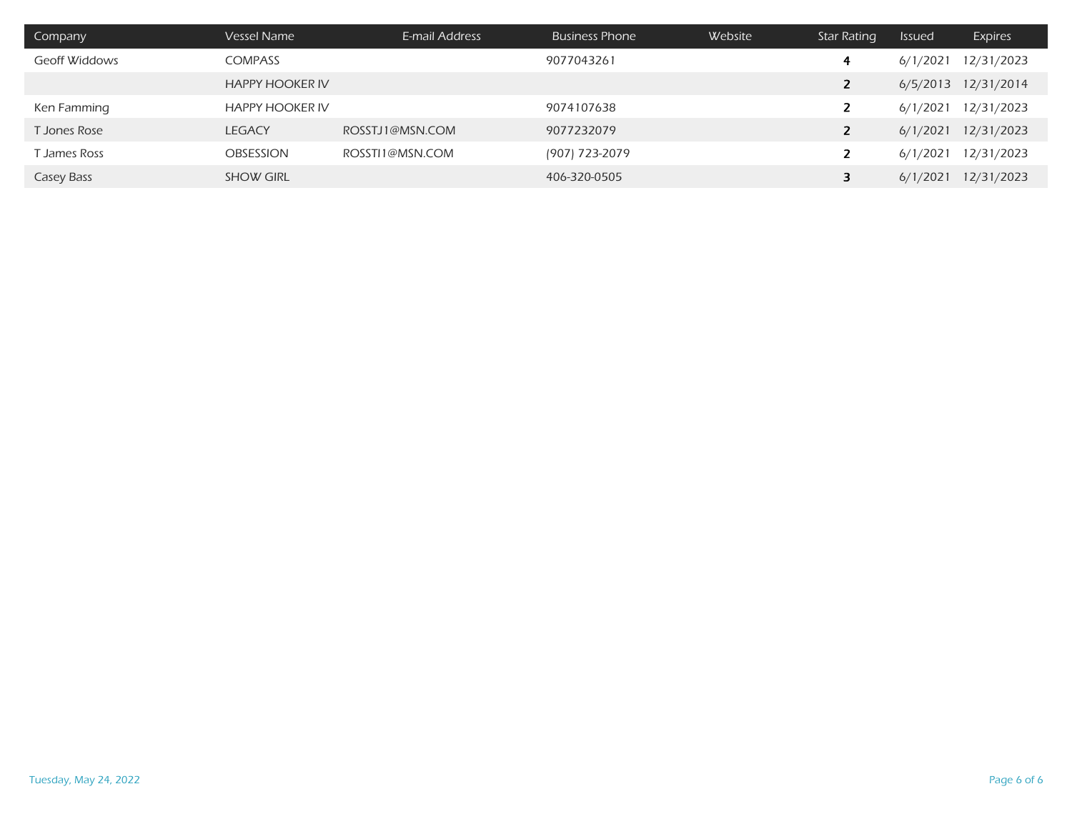| Company | Vessel Name | E-mail Address | Business Phone | Website | Star Rating | Issued | Expires |
|---|---|---|---|---|---|---|---|
| Geoff Widdows | COMPASS | | 9077043261 | | 4 | 6/1/2021 | 12/31/2023 |
| | HAPPY HOOKER IV | | | | 2 | 6/5/2013 | 12/31/2014 |
| Ken Famming | HAPPY HOOKER IV | | 9074107638 | | 2 | 6/1/2021 | 12/31/2023 |
| T Jones Rose | LEGACY | ROSSTJ1@MSN.COM | 9077232079 | | 2 | 6/1/2021 | 12/31/2023 |
| T James Ross | OBSESSION | ROSSTI1@MSN.COM | (907) 723-2079 | | 2 | 6/1/2021 | 12/31/2023 |
| Casey Bass | SHOW GIRL | | 406-320-0505 | | 3 | 6/1/2021 | 12/31/2023 |

Tuesday, May 24, 2022